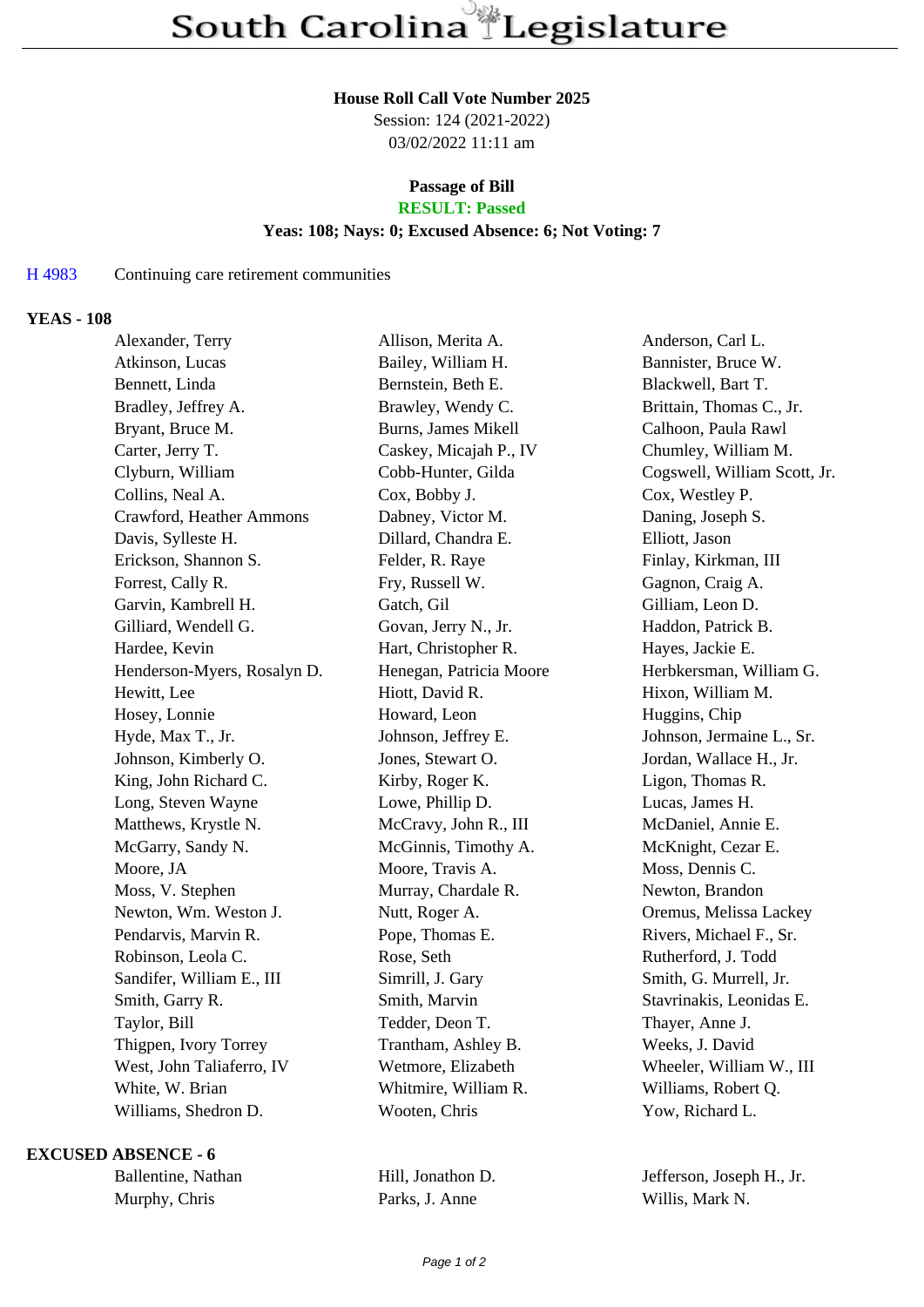# South Carolina Legislature

**House Roll Call Vote Number 2025**
Session: 124 (2021-2022)
03/02/2022 11:11 am

**Passage of Bill**
**RESULT: Passed**
**Yeas: 108; Nays: 0; Excused Absence: 6; Not Voting: 7**

H 4983 Continuing care retirement communities

## YEAS - 108

| | | |
|---|---|---|
| Alexander, Terry | Allison, Merita A. | Anderson, Carl L. |
| Atkinson, Lucas | Bailey, William H. | Bannister, Bruce W. |
| Bennett, Linda | Bernstein, Beth E. | Blackwell, Bart T. |
| Bradley, Jeffrey A. | Brawley, Wendy C. | Brittain, Thomas C., Jr. |
| Bryant, Bruce M. | Burns, James Mikell | Calhoon, Paula Rawl |
| Carter, Jerry T. | Caskey, Micajah P., IV | Chumley, William M. |
| Clyburn, William | Cobb-Hunter, Gilda | Cogswell, William Scott, Jr. |
| Collins, Neal A. | Cox, Bobby J. | Cox, Westley P. |
| Crawford, Heather Ammons | Dabney, Victor M. | Daning, Joseph S. |
| Davis, Sylleste H. | Dillard, Chandra E. | Elliott, Jason |
| Erickson, Shannon S. | Felder, R. Raye | Finlay, Kirkman, III |
| Forrest, Cally R. | Fry, Russell W. | Gagnon, Craig A. |
| Garvin, Kambrell H. | Gatch, Gil | Gilliam, Leon D. |
| Gilliard, Wendell G. | Govan, Jerry N., Jr. | Haddon, Patrick B. |
| Hardee, Kevin | Hart, Christopher R. | Hayes, Jackie E. |
| Henderson-Myers, Rosalyn D. | Henegan, Patricia Moore | Herbkersman, William G. |
| Hewitt, Lee | Hiott, David R. | Hixon, William M. |
| Hosey, Lonnie | Howard, Leon | Huggins, Chip |
| Hyde, Max T., Jr. | Johnson, Jeffrey E. | Johnson, Jermaine L., Sr. |
| Johnson, Kimberly O. | Jones, Stewart O. | Jordan, Wallace H., Jr. |
| King, John Richard C. | Kirby, Roger K. | Ligon, Thomas R. |
| Long, Steven Wayne | Lowe, Phillip D. | Lucas, James H. |
| Matthews, Krystle N. | McCravy, John R., III | McDaniel, Annie E. |
| McGarry, Sandy N. | McGinnis, Timothy A. | McKnight, Cezar E. |
| Moore, JA | Moore, Travis A. | Moss, Dennis C. |
| Moss, V. Stephen | Murray, Chardale R. | Newton, Brandon |
| Newton, Wm. Weston J. | Nutt, Roger A. | Oremus, Melissa Lackey |
| Pendarvis, Marvin R. | Pope, Thomas E. | Rivers, Michael F., Sr. |
| Robinson, Leola C. | Rose, Seth | Rutherford, J. Todd |
| Sandifer, William E., III | Simrill, J. Gary | Smith, G. Murrell, Jr. |
| Smith, Garry R. | Smith, Marvin | Stavrinakis, Leonidas E. |
| Taylor, Bill | Tedder, Deon T. | Thayer, Anne J. |
| Thigpen, Ivory Torrey | Trantham, Ashley B. | Weeks, J. David |
| West, John Taliaferro, IV | Wetmore, Elizabeth | Wheeler, William W., III |
| White, W. Brian | Whitmire, William R. | Williams, Robert Q. |
| Williams, Shedron D. | Wooten, Chris | Yow, Richard L. |

## EXCUSED ABSENCE - 6

| | | |
|---|---|---|
| Ballentine, Nathan | Hill, Jonathon D. | Jefferson, Joseph H., Jr. |
| Murphy, Chris | Parks, J. Anne | Willis, Mark N. |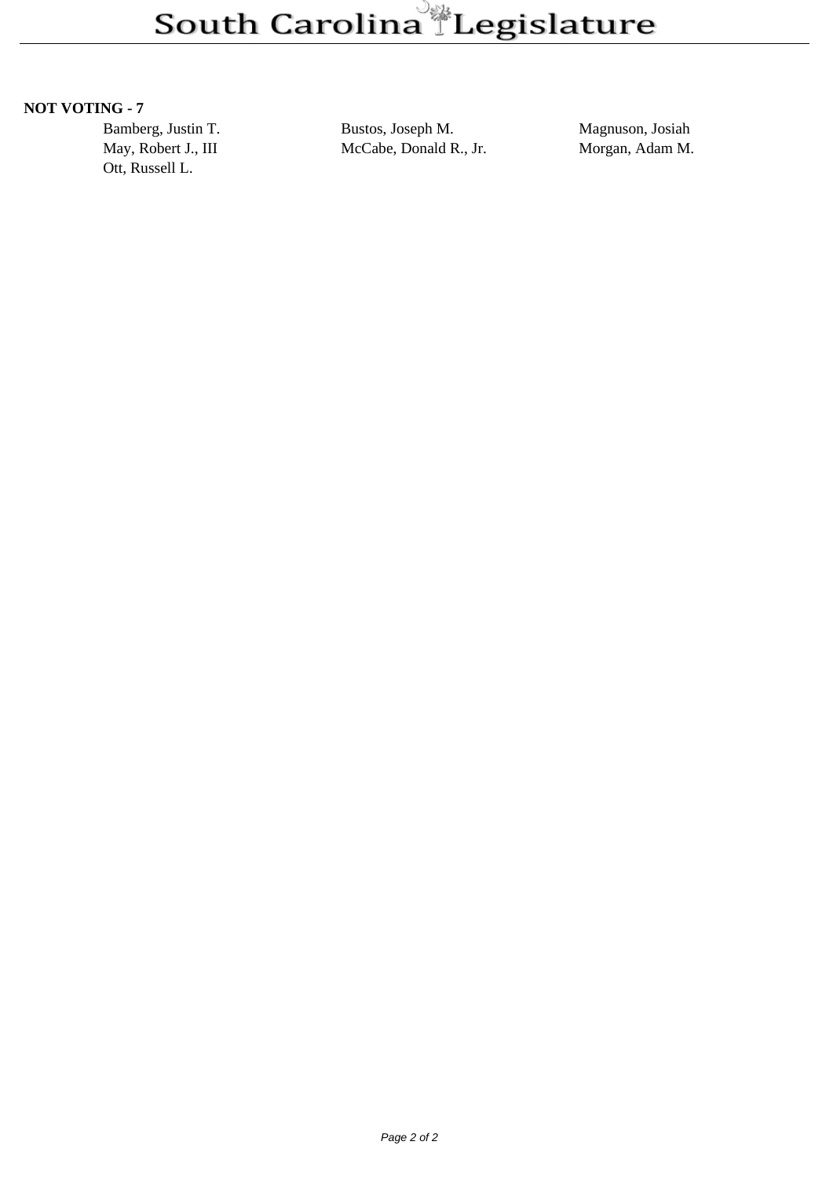**NOT VOTING - 7**

| | | |
|---|---|---|
| Bamberg, Justin T. | Bustos, Joseph M. | Magnuson, Josiah |
| May, Robert J., III | McCabe, Donald R., Jr. | Morgan, Adam M. |
| Ott, Russell L. | | |